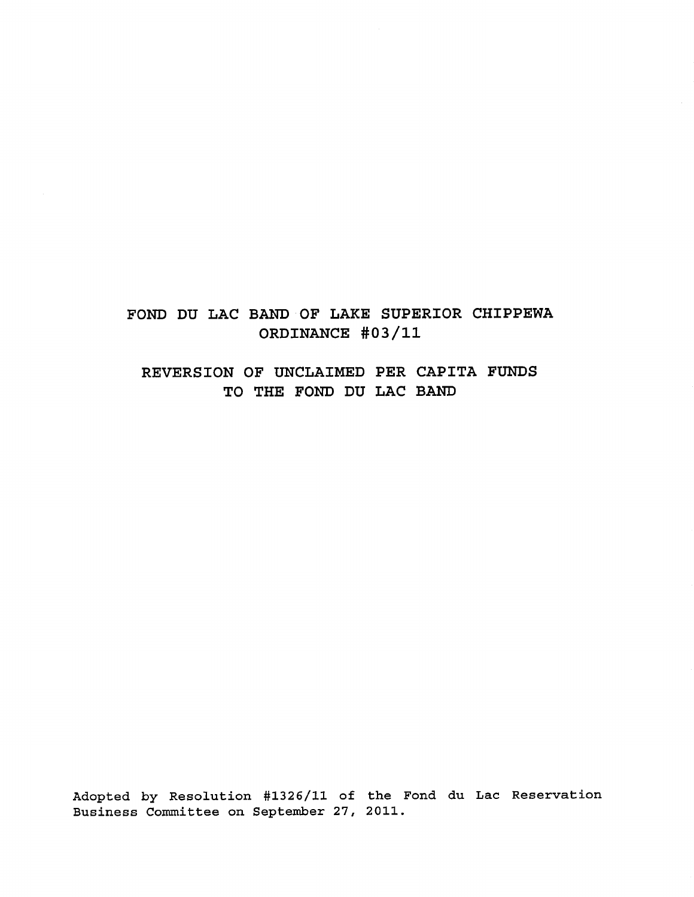# FOND DU LAC BAND OF LAKE SUPERIOR CHIPPEWA
# ORDINANCE #03/11

## REVERSION OF UNCLAIMED PER CAPITA FUNDS TO THE FOND DU LAC BAND

Adopted by Resolution #1326/11 of the Fond du Lac Reservation Business Committee on September 27, 2011.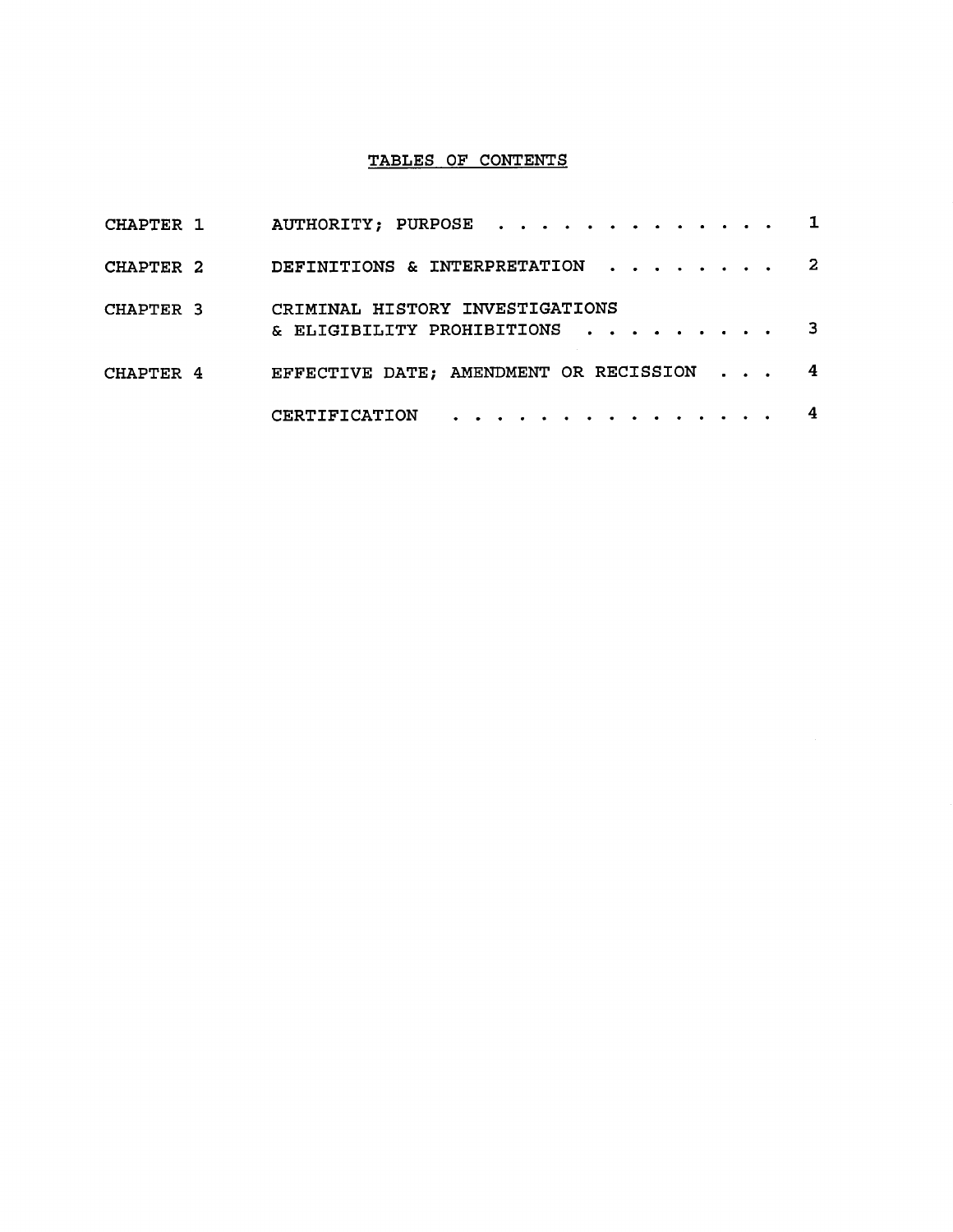## TABLES OF CONTENTS

| | | |
|---|---|---|
| CHAPTER 1 | AUTHORITY; PURPOSE | 1 |
| CHAPTER 2 | DEFINITIONS & INTERPRETATION | 2 |
| CHAPTER 3 | CRIMINAL HISTORY INVESTIGATIONS & ELIGIBILITY PROHIBITIONS | 3 |
| CHAPTER 4 | EFFECTIVE DATE; AMENDMENT OR RECISSION | 4 |
| | CERTIFICATION | 4 |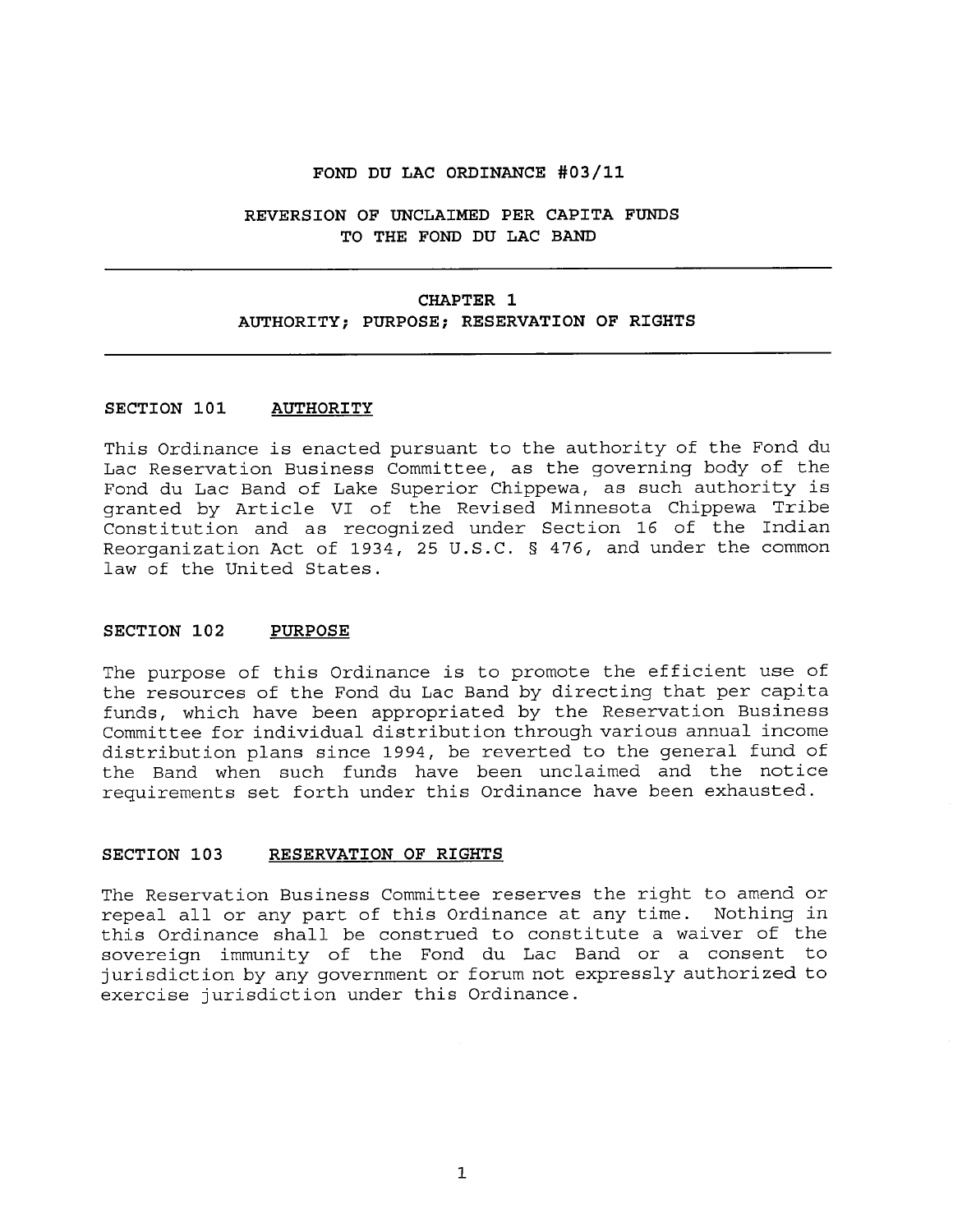# FOND DU LAC ORDINANCE #03/11

## REVERSION OF UNCLAIMED PER CAPITA FUNDS TO THE FOND DU LAC BAND

---

## CHAPTER 1
## AUTHORITY; PURPOSE; RESERVATION OF RIGHTS

---

### SECTION 101 AUTHORITY

This Ordinance is enacted pursuant to the authority of the Fond du Lac Reservation Business Committee, as the governing body of the Fond du Lac Band of Lake Superior Chippewa, as such authority is granted by Article VI of the Revised Minnesota Chippewa Tribe Constitution and as recognized under Section 16 of the Indian Reorganization Act of 1934, 25 U.S.C. § 476, and under the common law of the United States.

### SECTION 102 PURPOSE

The purpose of this Ordinance is to promote the efficient use of the resources of the Fond du Lac Band by directing that per capita funds, which have been appropriated by the Reservation Business Committee for individual distribution through various annual income distribution plans since 1994, be reverted to the general fund of the Band when such funds have been unclaimed and the notice requirements set forth under this Ordinance have been exhausted.

### SECTION 103 RESERVATION OF RIGHTS

The Reservation Business Committee reserves the right to amend or repeal all or any part of this Ordinance at any time. Nothing in this Ordinance shall be construed to constitute a waiver of the sovereign immunity of the Fond du Lac Band or a consent to jurisdiction by any government or forum not expressly authorized to exercise jurisdiction under this Ordinance.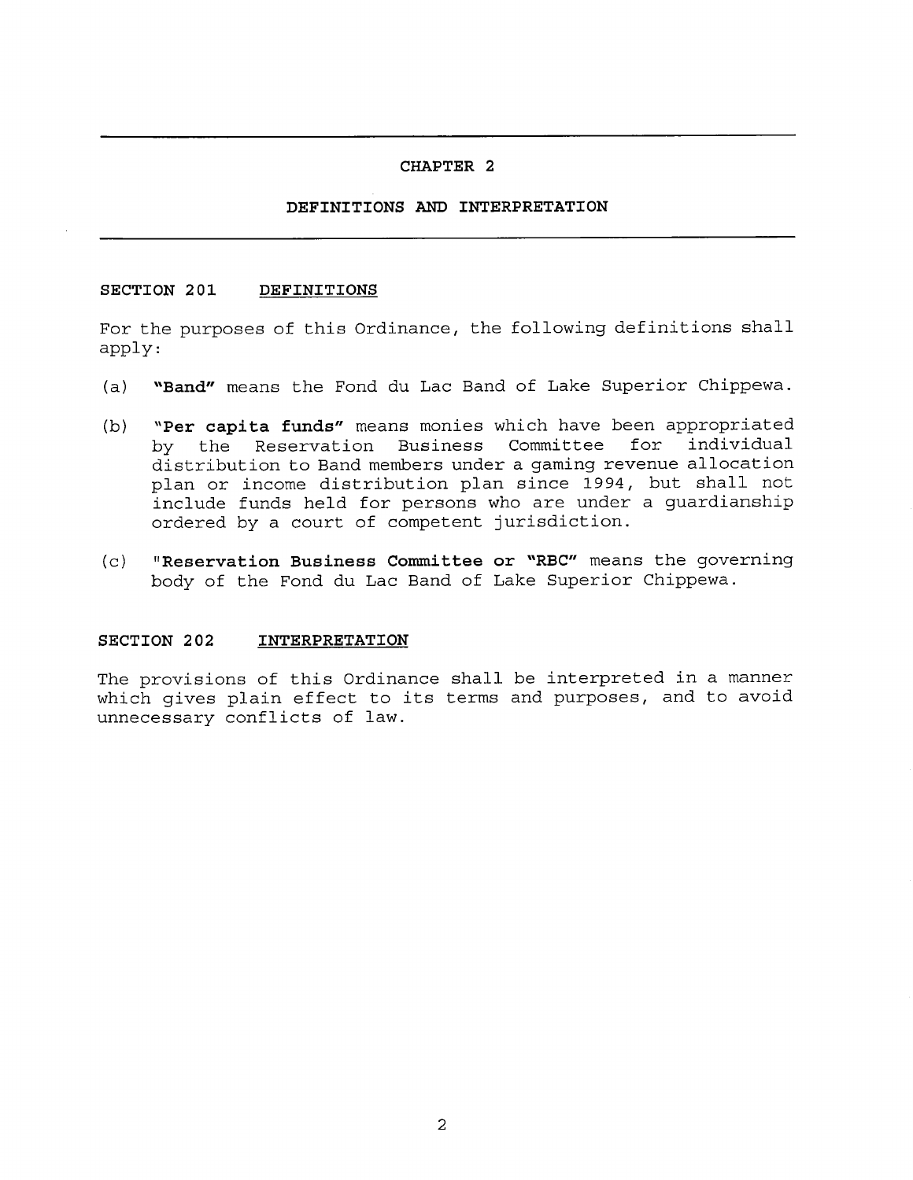# CHAPTER 2

## DEFINITIONS AND INTERPRETATION

### SECTION 201 DEFINITIONS

For the purposes of this Ordinance, the following definitions shall apply:

(a) **"Band"** means the Fond du Lac Band of Lake Superior Chippewa.

(b) **"Per capita funds"** means monies which have been appropriated by the Reservation Business Committee for individual distribution to Band members under a gaming revenue allocation plan or income distribution plan since 1994, but shall not include funds held for persons who are under a guardianship ordered by a court of competent jurisdiction.

(c) **"Reservation Business Committee or "RBC"** means the governing body of the Fond du Lac Band of Lake Superior Chippewa.

### SECTION 202 INTERPRETATION

The provisions of this Ordinance shall be interpreted in a manner which gives plain effect to its terms and purposes, and to avoid unnecessary conflicts of law.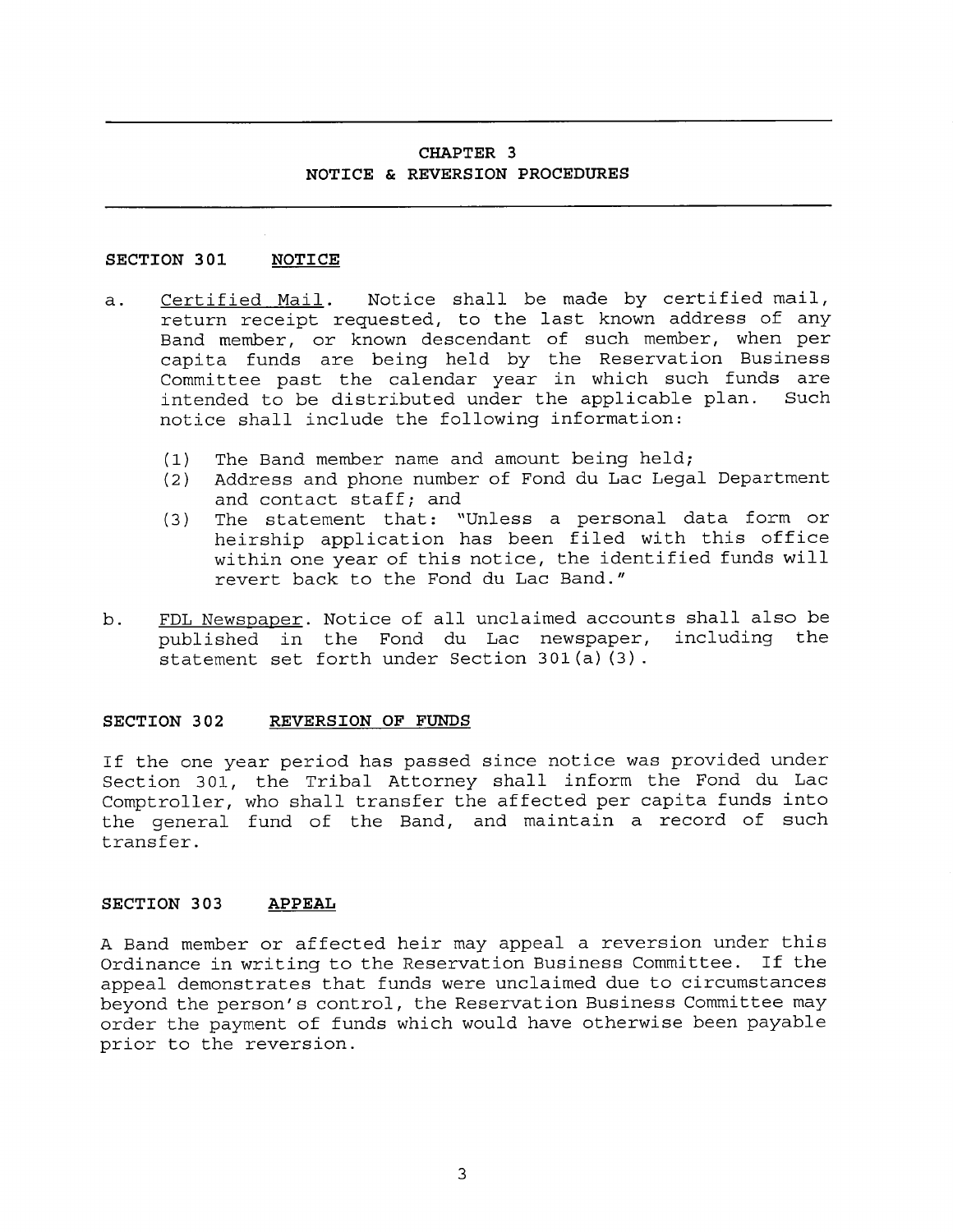# CHAPTER 3
# NOTICE & REVERSION PROCEDURES

## SECTION 301 NOTICE

a. Certified Mail. Notice shall be made by certified mail, return receipt requested, to the last known address of any Band member, or known descendant of such member, when per capita funds are being held by the Reservation Business Committee past the calendar year in which such funds are intended to be distributed under the applicable plan. Such notice shall include the following information:

   (1) The Band member name and amount being held;
   (2) Address and phone number of Fond du Lac Legal Department and contact staff; and
   (3) The statement that: "Unless a personal data form or heirship application has been filed with this office within one year of this notice, the identified funds will revert back to the Fond du Lac Band."

b. FDL Newspaper. Notice of all unclaimed accounts shall also be published in the Fond du Lac newspaper, including the statement set forth under Section 301(a)(3).

## SECTION 302 REVERSION OF FUNDS

If the one year period has passed since notice was provided under Section 301, the Tribal Attorney shall inform the Fond du Lac Comptroller, who shall transfer the affected per capita funds into the general fund of the Band, and maintain a record of such transfer.

## SECTION 303 APPEAL

A Band member or affected heir may appeal a reversion under this Ordinance in writing to the Reservation Business Committee. If the appeal demonstrates that funds were unclaimed due to circumstances beyond the person's control, the Reservation Business Committee may order the payment of funds which would have otherwise been payable prior to the reversion.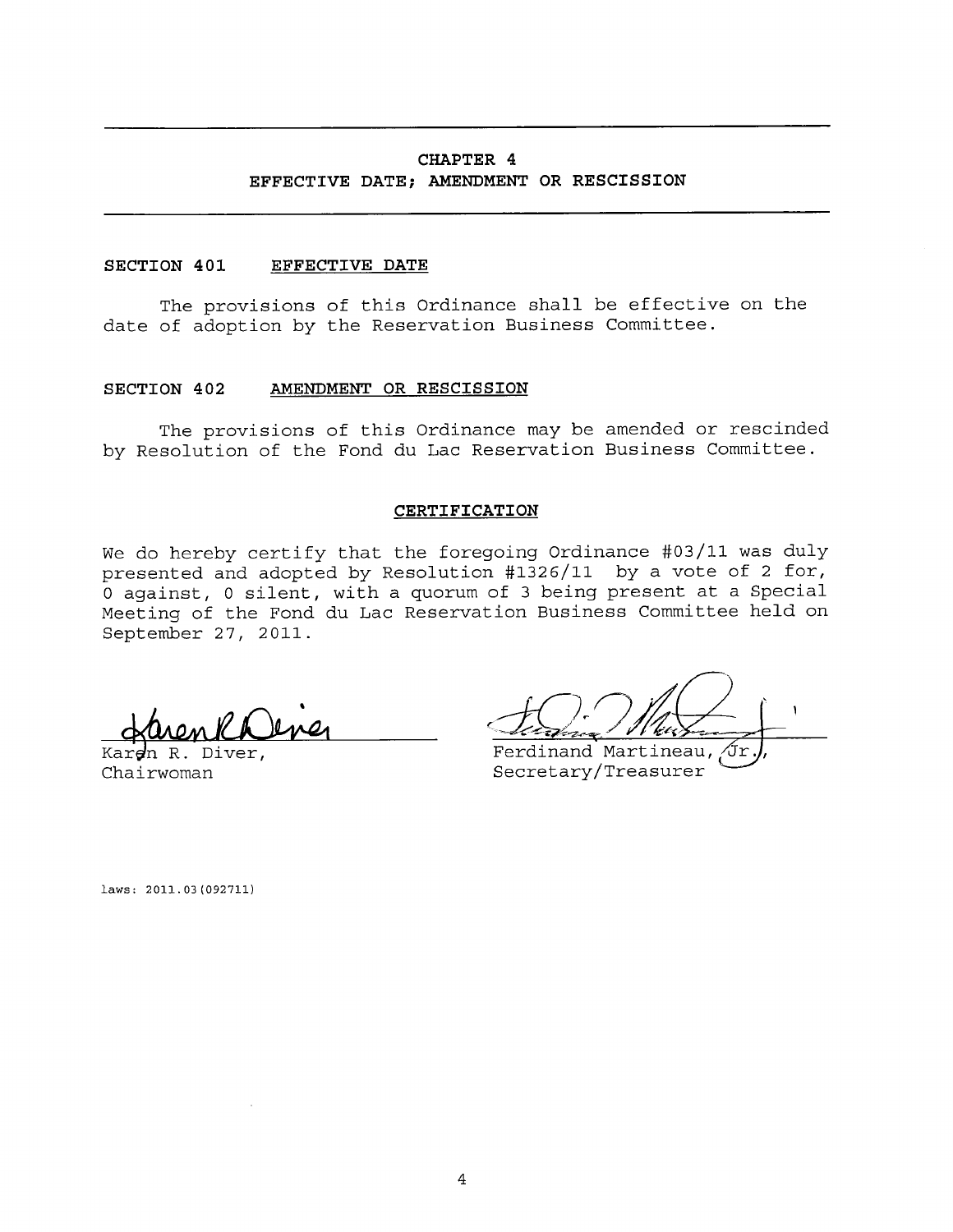## CHAPTER 4
## EFFECTIVE DATE; AMENDMENT OR RESCISSION

### SECTION 401 EFFECTIVE DATE

The provisions of this Ordinance shall be effective on the date of adoption by the Reservation Business Committee.

### SECTION 402 AMENDMENT OR RESCISSION

The provisions of this Ordinance may be amended or rescinded by Resolution of the Fond du Lac Reservation Business Committee.

### CERTIFICATION

We do hereby certify that the foregoing Ordinance #03/11 was duly presented and adopted by Resolution #1326/11 by a vote of 2 for, 0 against, 0 silent, with a quorum of 3 being present at a Special Meeting of the Fond du Lac Reservation Business Committee held on September 27, 2011.

Karen R. Diver,
Chairwoman

Ferdinand Martineau, Jr.,
Secretary/Treasurer

laws: 2011.03(092711)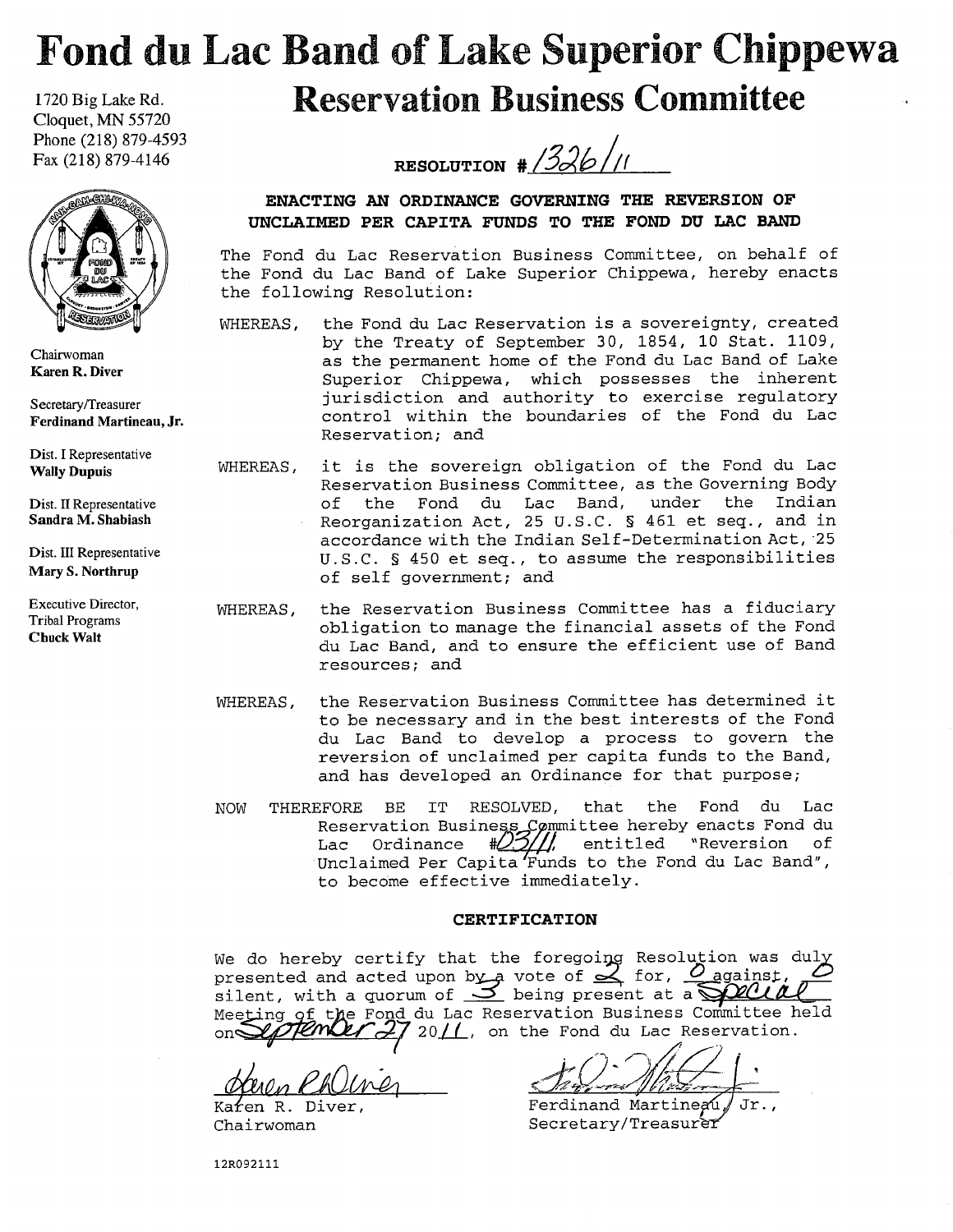# Fond du Lac Band of Lake Superior Chippewa

1720 Big Lake Rd.
Cloquet, MN 55720
Phone (218) 879-4593
Fax (218) 879-4146

## Reservation Business Committee

Chairwoman
**Karen R. Diver**

Secretary/Treasurer
**Ferdinand Martineau, Jr.**

Dist. I Representative
**Wally Dupuis**

Dist. II Representative
**Sandra M. Shabiash**

Dist. III Representative
**Mary S. Northrup**

Executive Director, Tribal Programs
**Chuck Walt**

**RESOLUTION # 1326/11**

**ENACTING AN ORDINANCE GOVERNING THE REVERSION OF UNCLAIMED PER CAPITA FUNDS TO THE FOND DU LAC BAND**

The Fond du Lac Reservation Business Committee, on behalf of the Fond du Lac Band of Lake Superior Chippewa, hereby enacts the following Resolution:

WHEREAS, the Fond du Lac Reservation is a sovereignty, created by the Treaty of September 30, 1854, 10 Stat. 1109, as the permanent home of the Fond du Lac Band of Lake Superior Chippewa, which possesses the inherent jurisdiction and authority to exercise regulatory control within the boundaries of the Fond du Lac Reservation; and

WHEREAS, it is the sovereign obligation of the Fond du Lac Reservation Business Committee, as the Governing Body of the Fond du Lac Band, under the Indian Reorganization Act, 25 U.S.C. § 461 et seq., and in accordance with the Indian Self-Determination Act, 25 U.S.C. § 450 et seq., to assume the responsibilities of self government; and

WHEREAS, the Reservation Business Committee has a fiduciary obligation to manage the financial assets of the Fond du Lac Band, and to ensure the efficient use of Band resources; and

WHEREAS, the Reservation Business Committee has determined it to be necessary and in the best interests of the Fond du Lac Band to develop a process to govern the reversion of unclaimed per capita funds to the Band, and has developed an Ordinance for that purpose;

NOW THEREFORE BE IT RESOLVED, that the Fond du Lac Reservation Business Committee hereby enacts Fond du Lac Ordinance #03/11, entitled "Reversion of Unclaimed Per Capita Funds to the Fond du Lac Band", to become effective immediately.

**CERTIFICATION**

We do hereby certify that the foregoing Resolution was duly presented and acted upon by a vote of 2 for, 0 against, 0 silent, with a quorum of 3 being present at a Special Meeting of the Fond du Lac Reservation Business Committee held on September 27 2011, on the Fond du Lac Reservation.

Karen R. Diver,
Chairwoman

Ferdinand Martineau, Jr.,
Secretary/Treasurer

12R092111